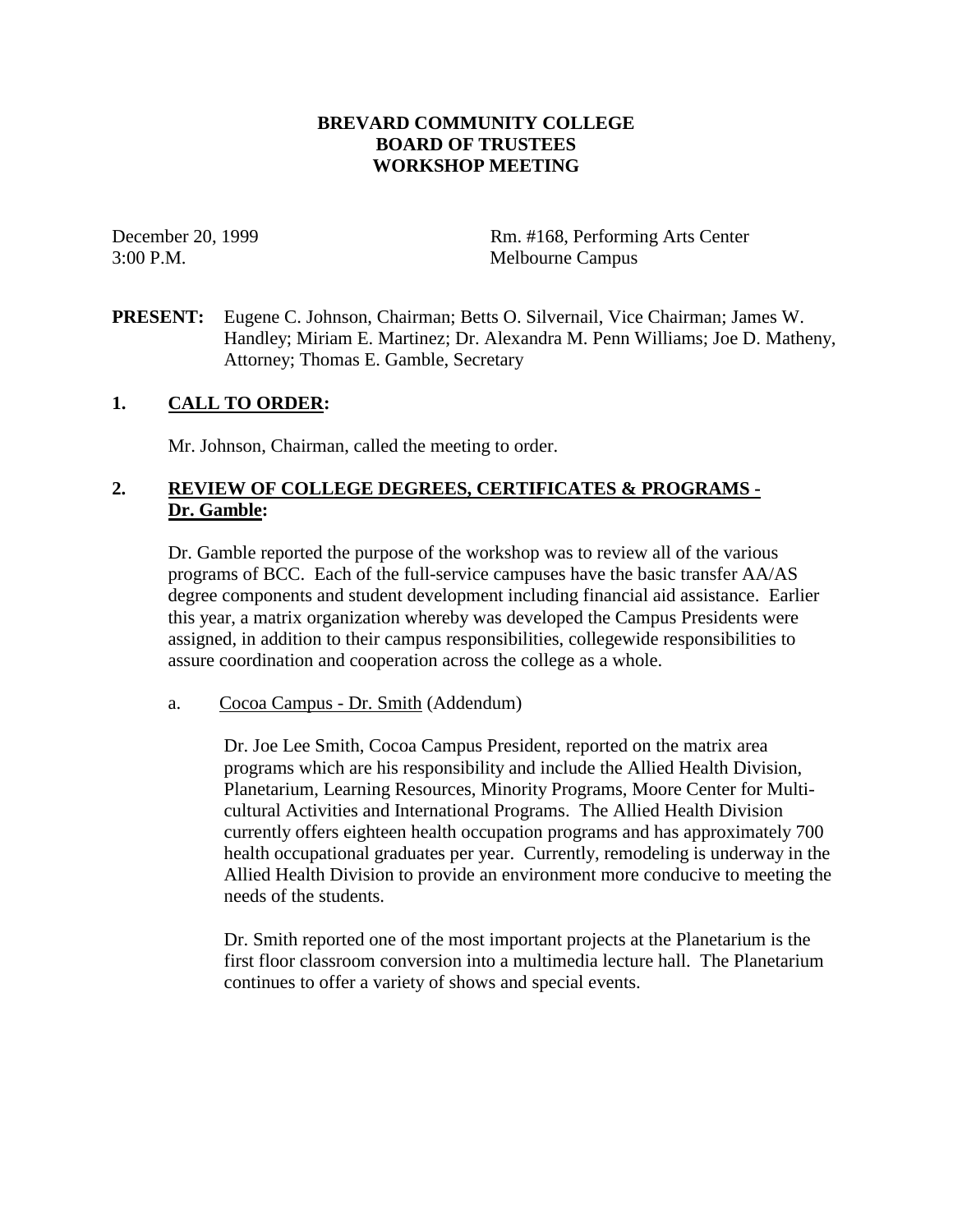# BREVARD COMMUNITY COLLEGE
# BOARD OF TRUSTEES
# WORKSHOP MEETING

December 20, 1999 
3:00 P.M.

Rm. #168, Performing Arts Center 
Melbourne Campus

**PRESENT:** Eugene C. Johnson, Chairman; Betts O. Silvernail, Vice Chairman; James W. Handley; Miriam E. Martinez; Dr. Alexandra M. Penn Williams; Joe D. Matheny, Attorney; Thomas E. Gamble, Secretary

## 1. CALL TO ORDER:

Mr. Johnson, Chairman, called the meeting to order.

## 2. REVIEW OF COLLEGE DEGREES, CERTIFICATES & PROGRAMS - Dr. Gamble:

Dr. Gamble reported the purpose of the workshop was to review all of the various programs of BCC. Each of the full-service campuses have the basic transfer AA/AS degree components and student development including financial aid assistance. Earlier this year, a matrix organization whereby was developed the Campus Presidents were assigned, in addition to their campus responsibilities, collegewide responsibilities to assure coordination and cooperation across the college as a whole.

a. Cocoa Campus - Dr. Smith (Addendum)

Dr. Joe Lee Smith, Cocoa Campus President, reported on the matrix area programs which are his responsibility and include the Allied Health Division, Planetarium, Learning Resources, Minority Programs, Moore Center for Multi-cultural Activities and International Programs. The Allied Health Division currently offers eighteen health occupation programs and has approximately 700 health occupational graduates per year. Currently, remodeling is underway in the Allied Health Division to provide an environment more conducive to meeting the needs of the students.

Dr. Smith reported one of the most important projects at the Planetarium is the first floor classroom conversion into a multimedia lecture hall. The Planetarium continues to offer a variety of shows and special events.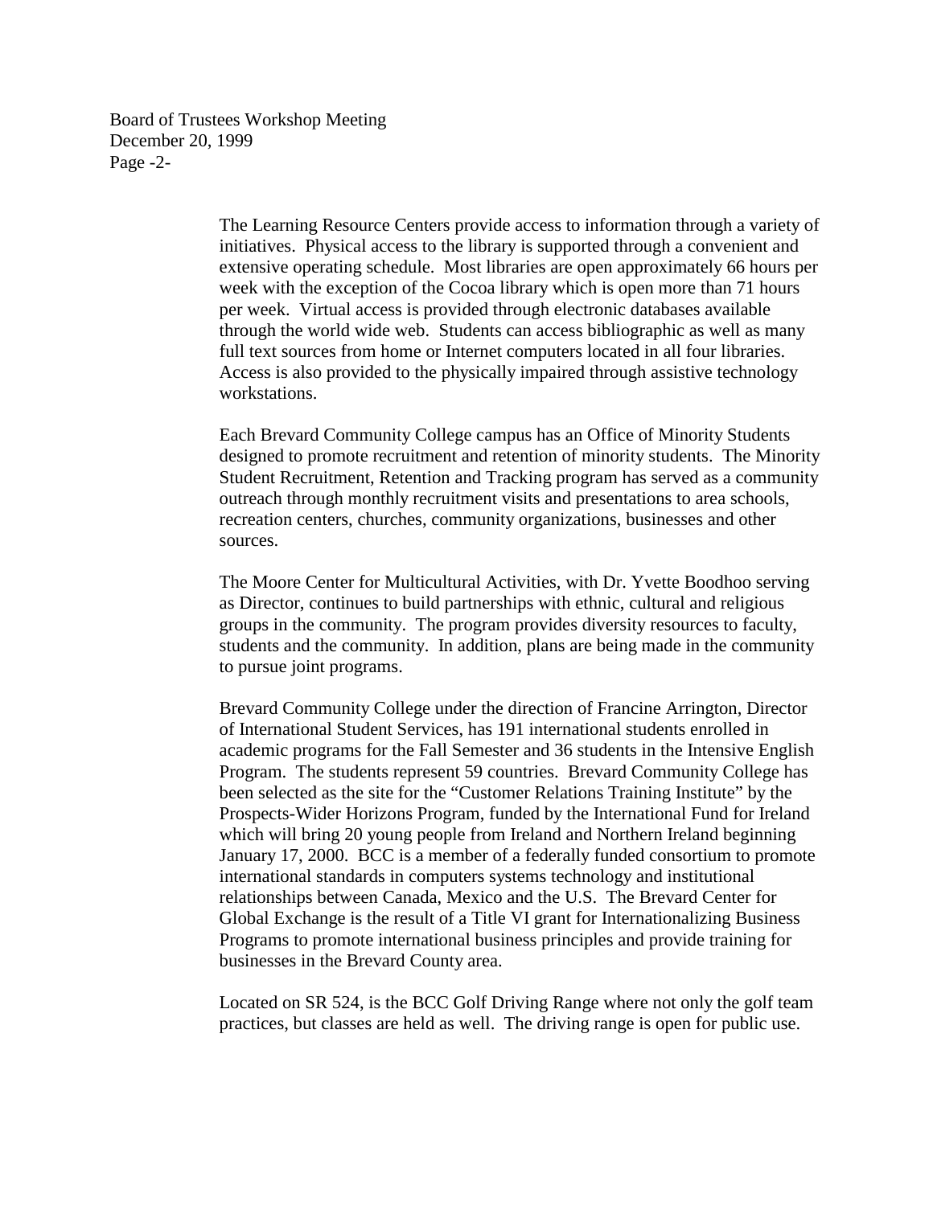The Learning Resource Centers provide access to information through a variety of initiatives. Physical access to the library is supported through a convenient and extensive operating schedule. Most libraries are open approximately 66 hours per week with the exception of the Cocoa library which is open more than 71 hours per week. Virtual access is provided through electronic databases available through the world wide web. Students can access bibliographic as well as many full text sources from home or Internet computers located in all four libraries. Access is also provided to the physically impaired through assistive technology workstations.

Each Brevard Community College campus has an Office of Minority Students designed to promote recruitment and retention of minority students. The Minority Student Recruitment, Retention and Tracking program has served as a community outreach through monthly recruitment visits and presentations to area schools, recreation centers, churches, community organizations, businesses and other sources.

The Moore Center for Multicultural Activities, with Dr. Yvette Boodhoo serving as Director, continues to build partnerships with ethnic, cultural and religious groups in the community. The program provides diversity resources to faculty, students and the community. In addition, plans are being made in the community to pursue joint programs.

Brevard Community College under the direction of Francine Arrington, Director of International Student Services, has 191 international students enrolled in academic programs for the Fall Semester and 36 students in the Intensive English Program. The students represent 59 countries. Brevard Community College has been selected as the site for the "Customer Relations Training Institute" by the Prospects-Wider Horizons Program, funded by the International Fund for Ireland which will bring 20 young people from Ireland and Northern Ireland beginning January 17, 2000. BCC is a member of a federally funded consortium to promote international standards in computers systems technology and institutional relationships between Canada, Mexico and the U.S. The Brevard Center for Global Exchange is the result of a Title VI grant for Internationalizing Business Programs to promote international business principles and provide training for businesses in the Brevard County area.

Located on SR 524, is the BCC Golf Driving Range where not only the golf team practices, but classes are held as well. The driving range is open for public use.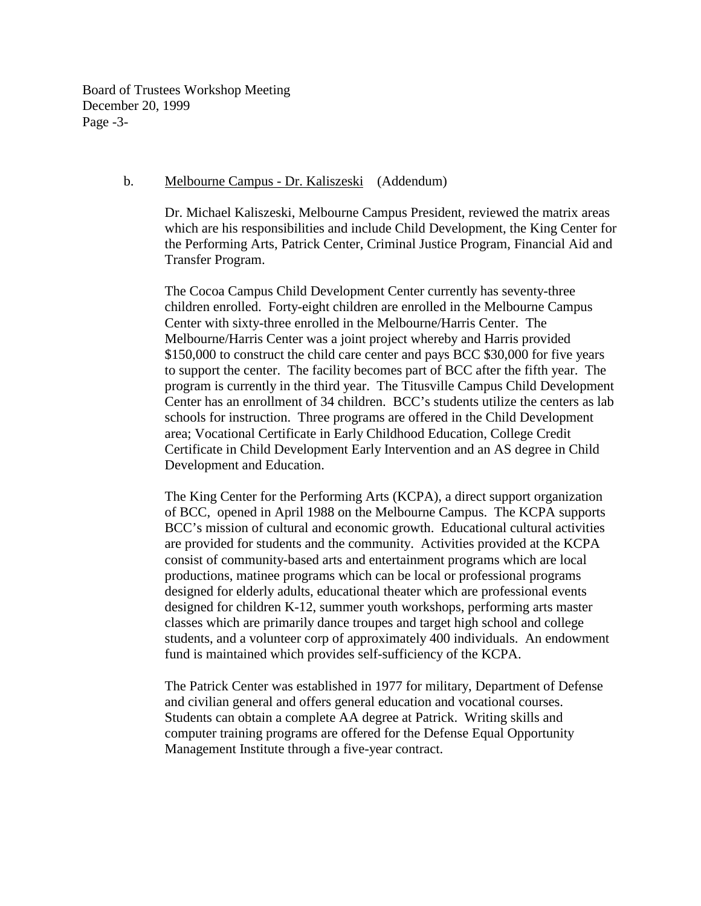b. <u>Melbourne Campus - Dr. Kaliszeski</u> (Addendum)

Dr. Michael Kaliszeski, Melbourne Campus President, reviewed the matrix areas which are his responsibilities and include Child Development, the King Center for the Performing Arts, Patrick Center, Criminal Justice Program, Financial Aid and Transfer Program.

The Cocoa Campus Child Development Center currently has seventy-three children enrolled. Forty-eight children are enrolled in the Melbourne Campus Center with sixty-three enrolled in the Melbourne/Harris Center. The Melbourne/Harris Center was a joint project whereby and Harris provided $150,000 to construct the child care center and pays BCC $30,000 for five years to support the center. The facility becomes part of BCC after the fifth year. The program is currently in the third year. The Titusville Campus Child Development Center has an enrollment of 34 children. BCC's students utilize the centers as lab schools for instruction. Three programs are offered in the Child Development area; Vocational Certificate in Early Childhood Education, College Credit Certificate in Child Development Early Intervention and an AS degree in Child Development and Education.

The King Center for the Performing Arts (KCPA), a direct support organization of BCC, opened in April 1988 on the Melbourne Campus. The KCPA supports BCC's mission of cultural and economic growth. Educational cultural activities are provided for students and the community. Activities provided at the KCPA consist of community-based arts and entertainment programs which are local productions, matinee programs which can be local or professional programs designed for elderly adults, educational theater which are professional events designed for children K-12, summer youth workshops, performing arts master classes which are primarily dance troupes and target high school and college students, and a volunteer corp of approximately 400 individuals. An endowment fund is maintained which provides self-sufficiency of the KCPA.

The Patrick Center was established in 1977 for military, Department of Defense and civilian general and offers general education and vocational courses. Students can obtain a complete AA degree at Patrick. Writing skills and computer training programs are offered for the Defense Equal Opportunity Management Institute through a five-year contract.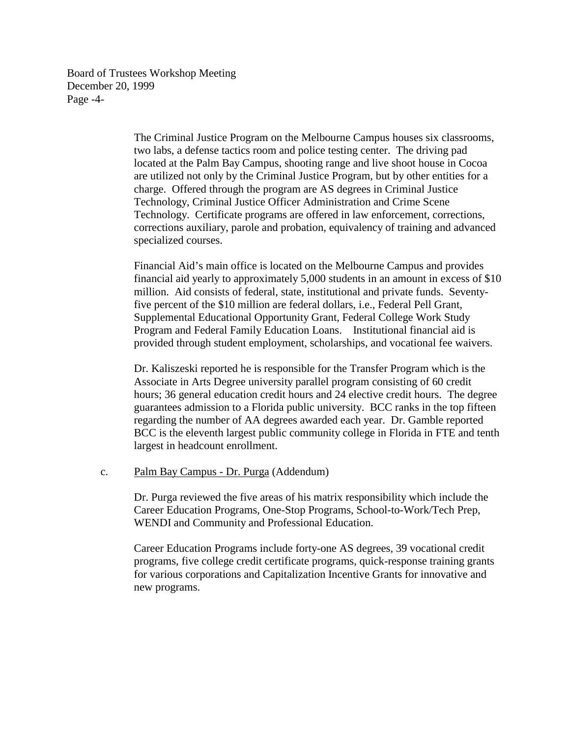The Criminal Justice Program on the Melbourne Campus houses six classrooms, two labs, a defense tactics room and police testing center. The driving pad located at the Palm Bay Campus, shooting range and live shoot house in Cocoa are utilized not only by the Criminal Justice Program, but by other entities for a charge. Offered through the program are AS degrees in Criminal Justice Technology, Criminal Justice Officer Administration and Crime Scene Technology. Certificate programs are offered in law enforcement, corrections, corrections auxiliary, parole and probation, equivalency of training and advanced specialized courses.

Financial Aid's main office is located on the Melbourne Campus and provides financial aid yearly to approximately 5,000 students in an amount in excess of $10 million. Aid consists of federal, state, institutional and private funds. Seventy-five percent of the $10 million are federal dollars, i.e., Federal Pell Grant, Supplemental Educational Opportunity Grant, Federal College Work Study Program and Federal Family Education Loans. Institutional financial aid is provided through student employment, scholarships, and vocational fee waivers.

Dr. Kaliszeski reported he is responsible for the Transfer Program which is the Associate in Arts Degree university parallel program consisting of 60 credit hours; 36 general education credit hours and 24 elective credit hours. The degree guarantees admission to a Florida public university. BCC ranks in the top fifteen regarding the number of AA degrees awarded each year. Dr. Gamble reported BCC is the eleventh largest public community college in Florida in FTE and tenth largest in headcount enrollment.

c. <u>Palm Bay Campus - Dr. Purga</u> (Addendum)

Dr. Purga reviewed the five areas of his matrix responsibility which include the Career Education Programs, One-Stop Programs, School-to-Work/Tech Prep, WENDI and Community and Professional Education.

Career Education Programs include forty-one AS degrees, 39 vocational credit programs, five college credit certificate programs, quick-response training grants for various corporations and Capitalization Incentive Grants for innovative and new programs.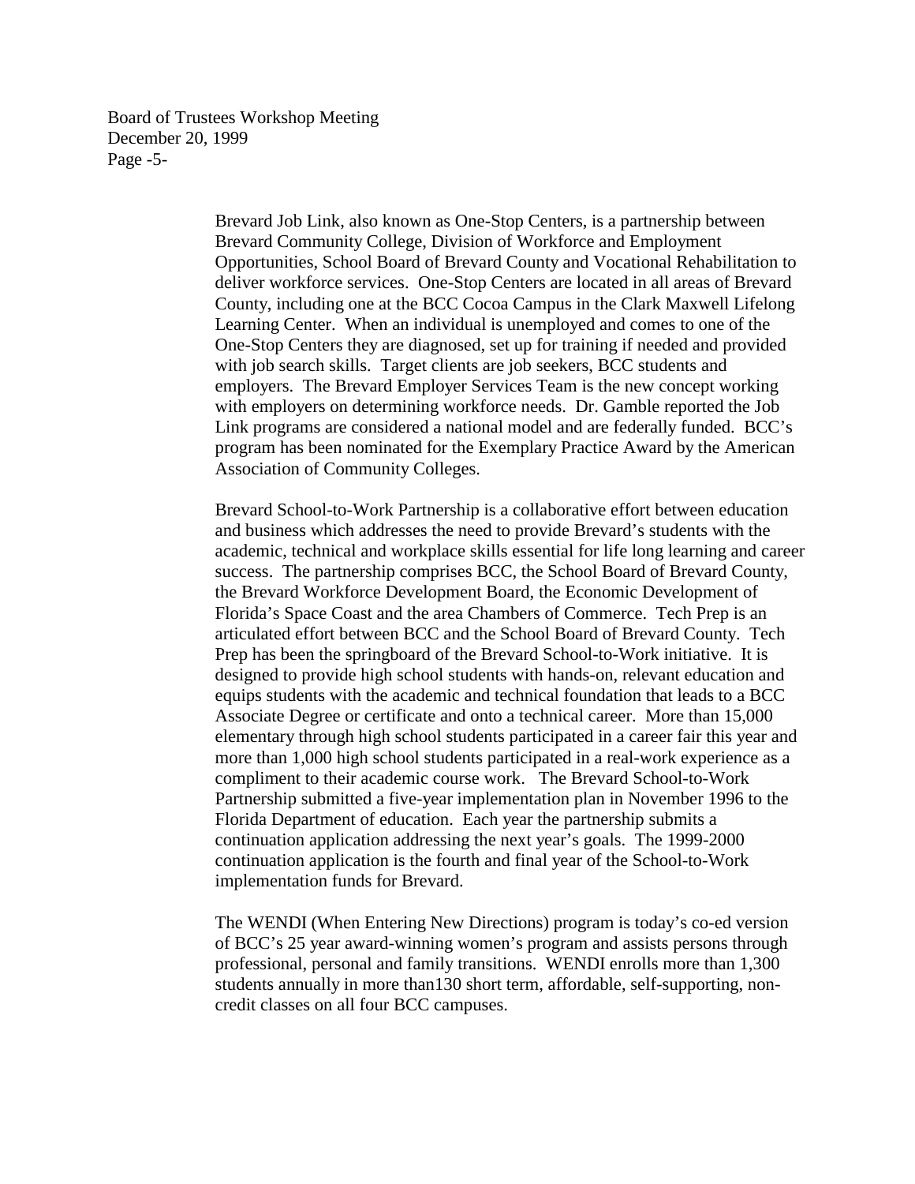Brevard Job Link, also known as One-Stop Centers, is a partnership between Brevard Community College, Division of Workforce and Employment Opportunities, School Board of Brevard County and Vocational Rehabilitation to deliver workforce services. One-Stop Centers are located in all areas of Brevard County, including one at the BCC Cocoa Campus in the Clark Maxwell Lifelong Learning Center. When an individual is unemployed and comes to one of the One-Stop Centers they are diagnosed, set up for training if needed and provided with job search skills. Target clients are job seekers, BCC students and employers. The Brevard Employer Services Team is the new concept working with employers on determining workforce needs. Dr. Gamble reported the Job Link programs are considered a national model and are federally funded. BCC's program has been nominated for the Exemplary Practice Award by the American Association of Community Colleges.

Brevard School-to-Work Partnership is a collaborative effort between education and business which addresses the need to provide Brevard's students with the academic, technical and workplace skills essential for life long learning and career success. The partnership comprises BCC, the School Board of Brevard County, the Brevard Workforce Development Board, the Economic Development of Florida's Space Coast and the area Chambers of Commerce. Tech Prep is an articulated effort between BCC and the School Board of Brevard County. Tech Prep has been the springboard of the Brevard School-to-Work initiative. It is designed to provide high school students with hands-on, relevant education and equips students with the academic and technical foundation that leads to a BCC Associate Degree or certificate and onto a technical career. More than 15,000 elementary through high school students participated in a career fair this year and more than 1,000 high school students participated in a real-work experience as a compliment to their academic course work. The Brevard School-to-Work Partnership submitted a five-year implementation plan in November 1996 to the Florida Department of education. Each year the partnership submits a continuation application addressing the next year's goals. The 1999-2000 continuation application is the fourth and final year of the School-to-Work implementation funds for Brevard.

The WENDI (When Entering New Directions) program is today's co-ed version of BCC's 25 year award-winning women's program and assists persons through professional, personal and family transitions. WENDI enrolls more than 1,300 students annually in more than130 short term, affordable, self-supporting, non-credit classes on all four BCC campuses.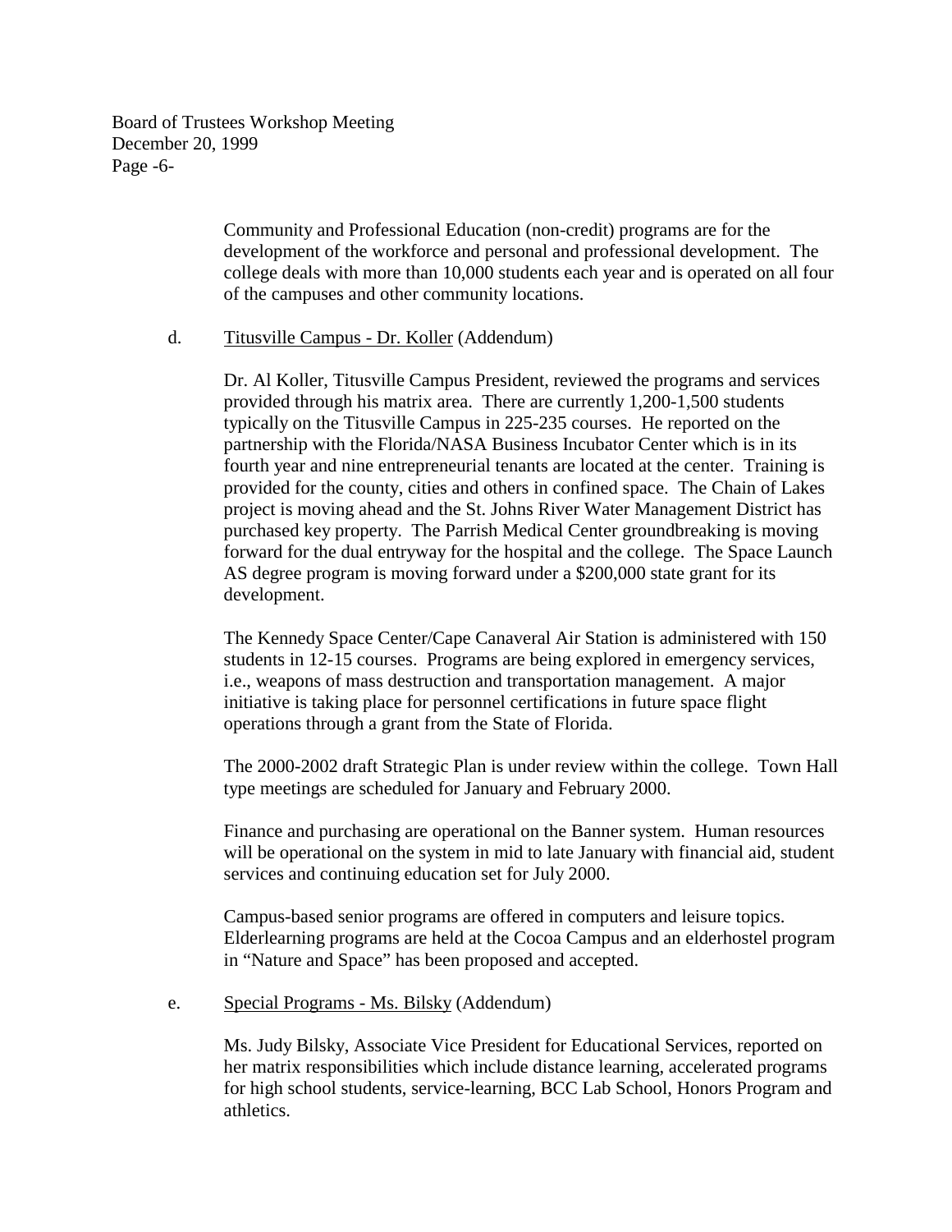Community and Professional Education (non-credit) programs are for the development of the workforce and personal and professional development. The college deals with more than 10,000 students each year and is operated on all four of the campuses and other community locations.

d. Titusville Campus - Dr. Koller (Addendum)

Dr. Al Koller, Titusville Campus President, reviewed the programs and services provided through his matrix area. There are currently 1,200-1,500 students typically on the Titusville Campus in 225-235 courses. He reported on the partnership with the Florida/NASA Business Incubator Center which is in its fourth year and nine entrepreneurial tenants are located at the center. Training is provided for the county, cities and others in confined space. The Chain of Lakes project is moving ahead and the St. Johns River Water Management District has purchased key property. The Parrish Medical Center groundbreaking is moving forward for the dual entryway for the hospital and the college. The Space Launch AS degree program is moving forward under a $200,000 state grant for its development.

The Kennedy Space Center/Cape Canaveral Air Station is administered with 150 students in 12-15 courses. Programs are being explored in emergency services, i.e., weapons of mass destruction and transportation management. A major initiative is taking place for personnel certifications in future space flight operations through a grant from the State of Florida.

The 2000-2002 draft Strategic Plan is under review within the college. Town Hall type meetings are scheduled for January and February 2000.

Finance and purchasing are operational on the Banner system. Human resources will be operational on the system in mid to late January with financial aid, student services and continuing education set for July 2000.

Campus-based senior programs are offered in computers and leisure topics. Elderlearning programs are held at the Cocoa Campus and an elderhostel program in "Nature and Space" has been proposed and accepted.

e. Special Programs - Ms. Bilsky (Addendum)

Ms. Judy Bilsky, Associate Vice President for Educational Services, reported on her matrix responsibilities which include distance learning, accelerated programs for high school students, service-learning, BCC Lab School, Honors Program and athletics.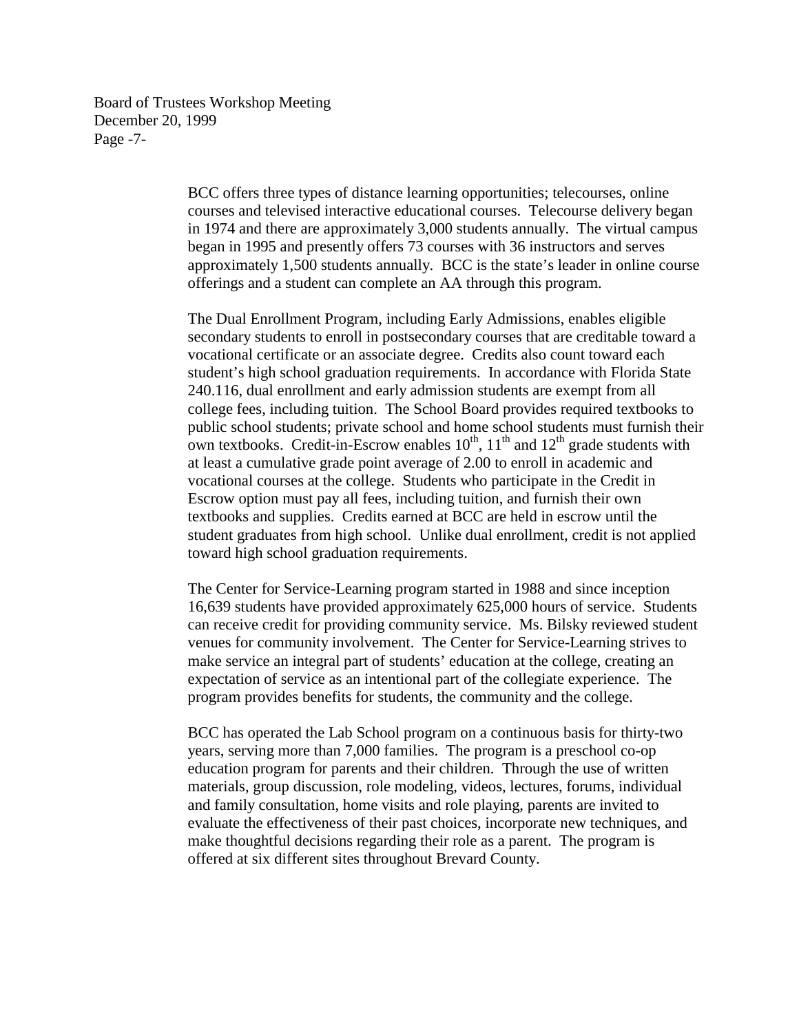BCC offers three types of distance learning opportunities; telecourses, online courses and televised interactive educational courses. Telecourse delivery began in 1974 and there are approximately 3,000 students annually. The virtual campus began in 1995 and presently offers 73 courses with 36 instructors and serves approximately 1,500 students annually. BCC is the state's leader in online course offerings and a student can complete an AA through this program.

The Dual Enrollment Program, including Early Admissions, enables eligible secondary students to enroll in postsecondary courses that are creditable toward a vocational certificate or an associate degree. Credits also count toward each student's high school graduation requirements. In accordance with Florida State 240.116, dual enrollment and early admission students are exempt from all college fees, including tuition. The School Board provides required textbooks to public school students; private school and home school students must furnish their own textbooks. Credit-in-Escrow enables 10th, 11th and 12th grade students with at least a cumulative grade point average of 2.00 to enroll in academic and vocational courses at the college. Students who participate in the Credit in Escrow option must pay all fees, including tuition, and furnish their own textbooks and supplies. Credits earned at BCC are held in escrow until the student graduates from high school. Unlike dual enrollment, credit is not applied toward high school graduation requirements.

The Center for Service-Learning program started in 1988 and since inception 16,639 students have provided approximately 625,000 hours of service. Students can receive credit for providing community service. Ms. Bilsky reviewed student venues for community involvement. The Center for Service-Learning strives to make service an integral part of students' education at the college, creating an expectation of service as an intentional part of the collegiate experience. The program provides benefits for students, the community and the college.

BCC has operated the Lab School program on a continuous basis for thirty-two years, serving more than 7,000 families. The program is a preschool co-op education program for parents and their children. Through the use of written materials, group discussion, role modeling, videos, lectures, forums, individual and family consultation, home visits and role playing, parents are invited to evaluate the effectiveness of their past choices, incorporate new techniques, and make thoughtful decisions regarding their role as a parent. The program is offered at six different sites throughout Brevard County.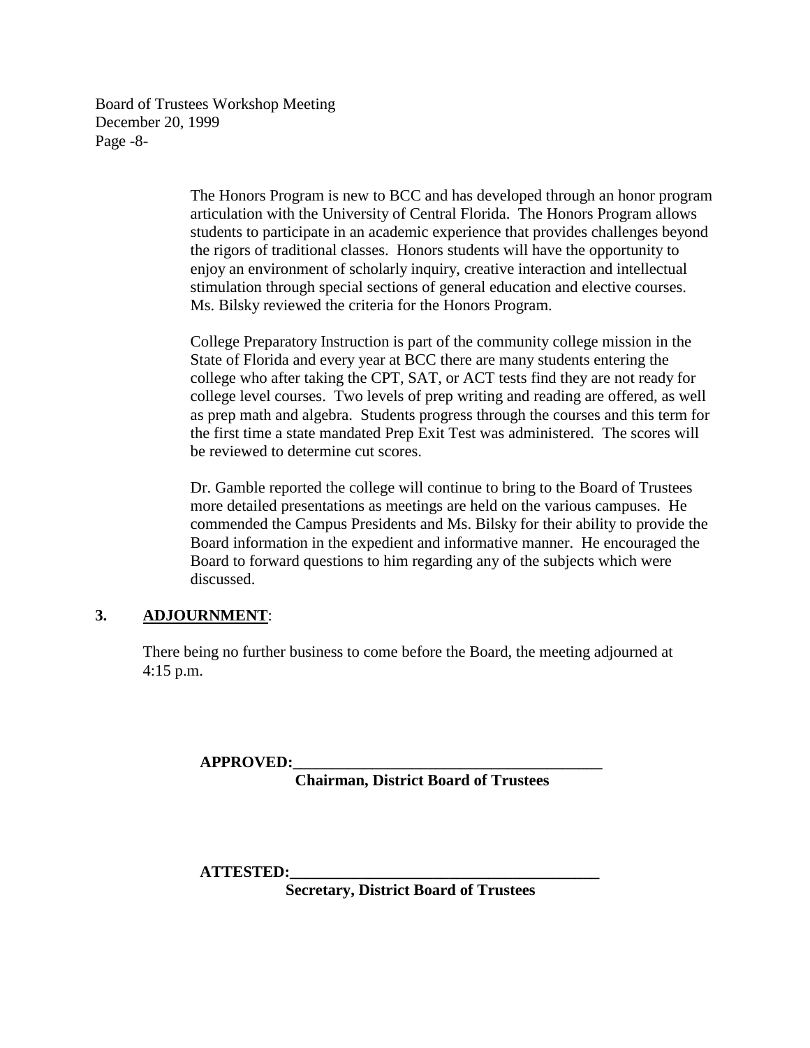The Honors Program is new to BCC and has developed through an honor program articulation with the University of Central Florida. The Honors Program allows students to participate in an academic experience that provides challenges beyond the rigors of traditional classes. Honors students will have the opportunity to enjoy an environment of scholarly inquiry, creative interaction and intellectual stimulation through special sections of general education and elective courses. Ms. Bilsky reviewed the criteria for the Honors Program.

College Preparatory Instruction is part of the community college mission in the State of Florida and every year at BCC there are many students entering the college who after taking the CPT, SAT, or ACT tests find they are not ready for college level courses. Two levels of prep writing and reading are offered, as well as prep math and algebra. Students progress through the courses and this term for the first time a state mandated Prep Exit Test was administered. The scores will be reviewed to determine cut scores.

Dr. Gamble reported the college will continue to bring to the Board of Trustees more detailed presentations as meetings are held on the various campuses. He commended the Campus Presidents and Ms. Bilsky for their ability to provide the Board information in the expedient and informative manner. He encouraged the Board to forward questions to him regarding any of the subjects which were discussed.

**3. <u>ADJOURNMENT</u>**:

There being no further business to come before the Board, the meeting adjourned at 4:15 p.m.

**APPROVED:\_\_\_\_\_\_\_\_\_\_\_\_\_\_\_\_\_\_\_\_\_\_\_\_\_\_\_\_\_\_\_\_\_\_\_\_\_\_\_\_**
**Chairman, District Board of Trustees**

**ATTESTED:\_\_\_\_\_\_\_\_\_\_\_\_\_\_\_\_\_\_\_\_\_\_\_\_\_\_\_\_\_\_\_\_\_\_\_\_\_\_\_\_**
**Secretary, District Board of Trustees**